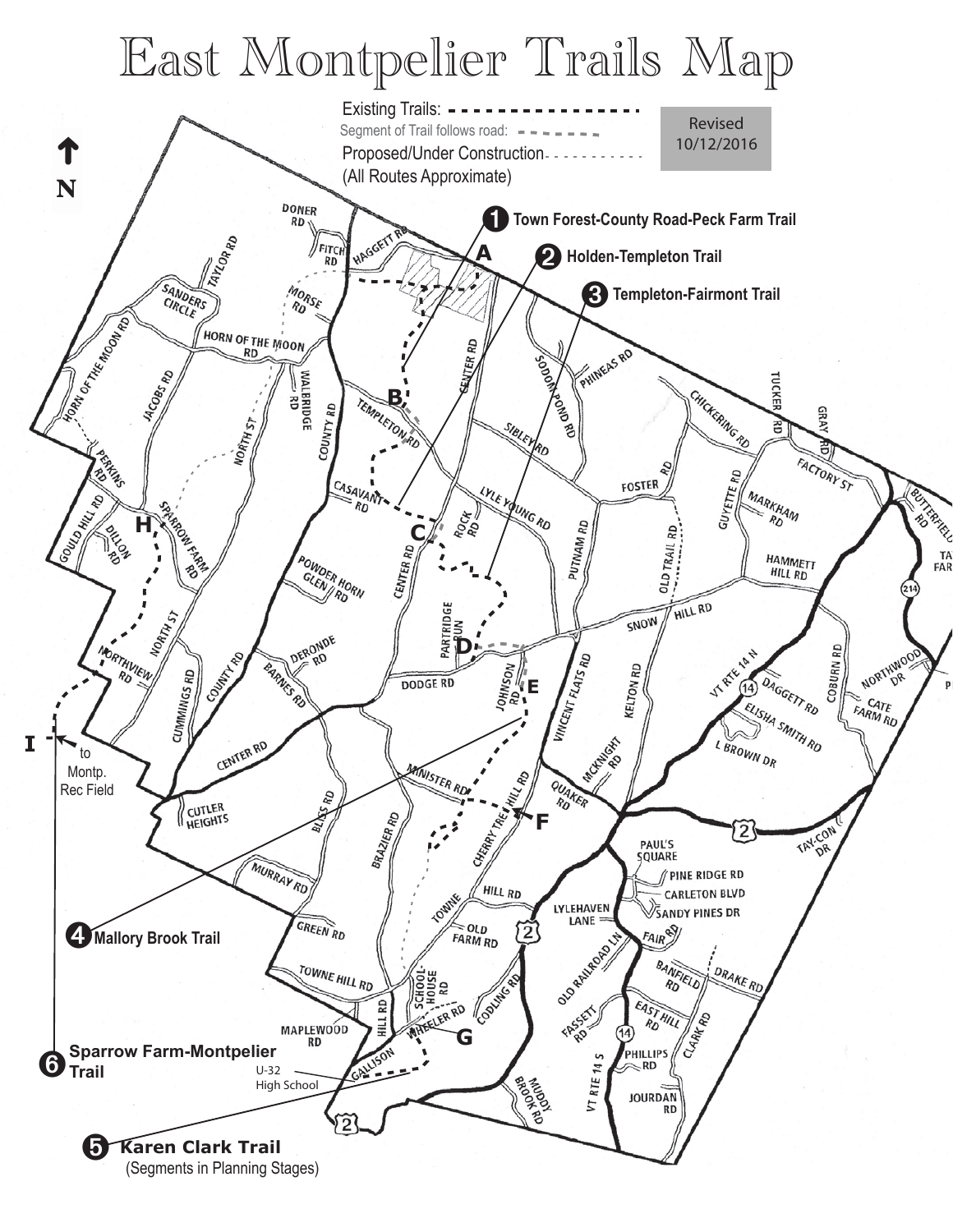# East Montpelier Trails Map

Existing Trails: - - - - - - - - - - - - - - - -

Segment of Trail follows road: - - - - - - -

Proposed/Under Construction - - - - - - - - - - -

(All Routes Approximate)

Revised 10/12/2016

N

1. Town Forest-County Road-Peck Farm Trail
2. Holden-Templeton Trail
3. Templeton-Fairmont Trail
4. Mallory Brook Trail
5. Karen Clark Trail (Segments in Planning Stages)
6. Sparrow Farm-Montpelier Trail

I – to Montp. Rec Field

U-32 High School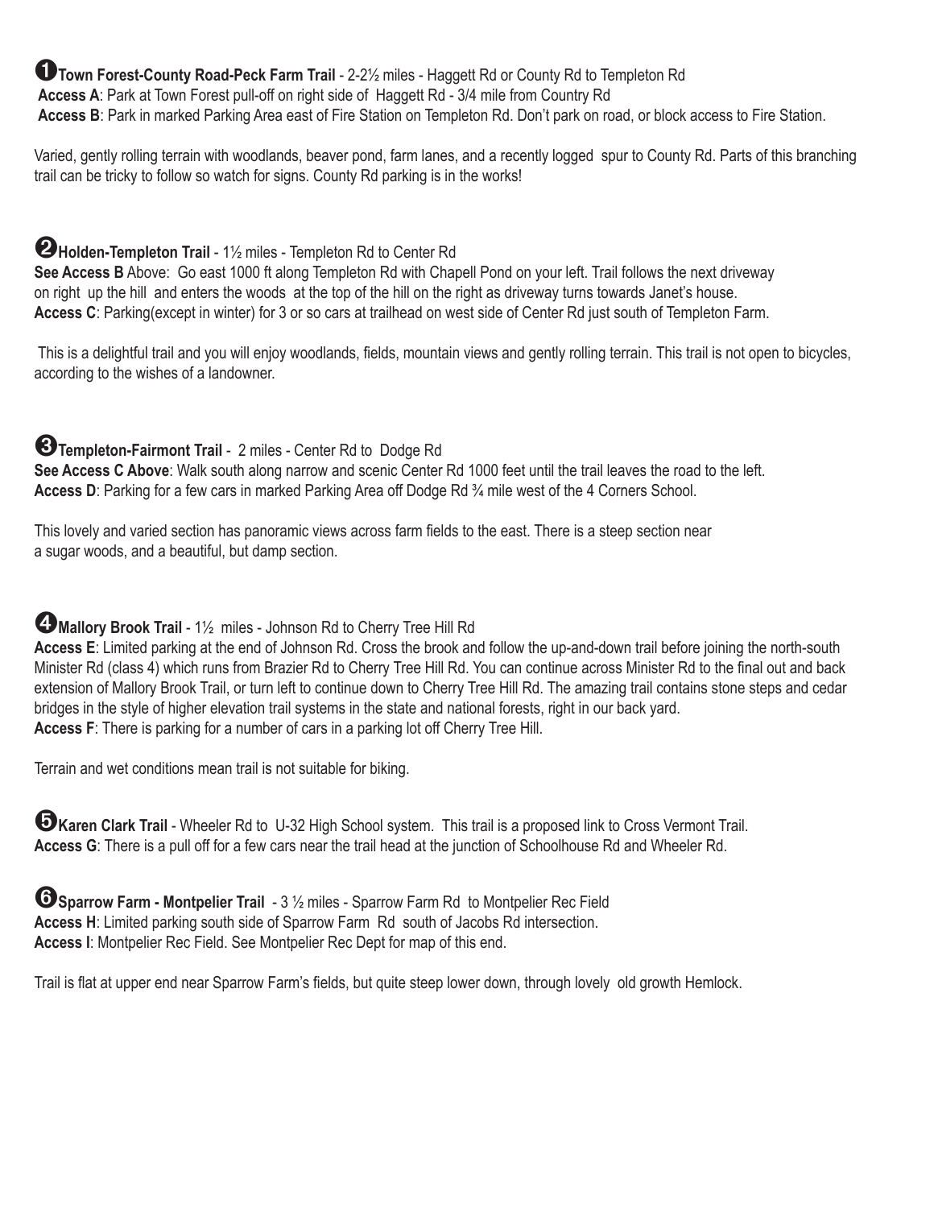**❶ Town Forest-County Road-Peck Farm Trail** - 2-2½ miles - Haggett Rd or County Rd to Templeton Rd

**Access A**: Park at Town Forest pull-off on right side of Haggett Rd - 3/4 mile from Country Rd

**Access B**: Park in marked Parking Area east of Fire Station on Templeton Rd. Don't park on road, or block access to Fire Station.

Varied, gently rolling terrain with woodlands, beaver pond, farm lanes, and a recently logged spur to County Rd. Parts of this branching trail can be tricky to follow so watch for signs. County Rd parking is in the works!

**❷ Holden-Templeton Trail** - 1½ miles - Templeton Rd to Center Rd

**See Access B** Above: Go east 1000 ft along Templeton Rd with Chapell Pond on your left. Trail follows the next driveway on right up the hill and enters the woods at the top of the hill on the right as driveway turns towards Janet's house.

**Access C**: Parking(except in winter) for 3 or so cars at trailhead on west side of Center Rd just south of Templeton Farm.

This is a delightful trail and you will enjoy woodlands, fields, mountain views and gently rolling terrain. This trail is not open to bicycles, according to the wishes of a landowner.

**❸ Templeton-Fairmont Trail** - 2 miles - Center Rd to Dodge Rd

**See Access C Above**: Walk south along narrow and scenic Center Rd 1000 feet until the trail leaves the road to the left.

**Access D**: Parking for a few cars in marked Parking Area off Dodge Rd ¾ mile west of the 4 Corners School.

This lovely and varied section has panoramic views across farm fields to the east. There is a steep section near a sugar woods, and a beautiful, but damp section.

**❹ Mallory Brook Trail** - 1½ miles - Johnson Rd to Cherry Tree Hill Rd

**Access E**: Limited parking at the end of Johnson Rd. Cross the brook and follow the up-and-down trail before joining the north-south Minister Rd (class 4) which runs from Brazier Rd to Cherry Tree Hill Rd. You can continue across Minister Rd to the final out and back extension of Mallory Brook Trail, or turn left to continue down to Cherry Tree Hill Rd. The amazing trail contains stone steps and cedar bridges in the style of higher elevation trail systems in the state and national forests, right in our back yard.

**Access F**: There is parking for a number of cars in a parking lot off Cherry Tree Hill.

Terrain and wet conditions mean trail is not suitable for biking.

**❺ Karen Clark Trail** - Wheeler Rd to U-32 High School system. This trail is a proposed link to Cross Vermont Trail.

**Access G**: There is a pull off for a few cars near the trail head at the junction of Schoolhouse Rd and Wheeler Rd.

**❻ Sparrow Farm - Montpelier Trail** - 3 ½ miles - Sparrow Farm Rd to Montpelier Rec Field

**Access H**: Limited parking south side of Sparrow Farm Rd south of Jacobs Rd intersection.

**Access I**: Montpelier Rec Field. See Montpelier Rec Dept for map of this end.

Trail is flat at upper end near Sparrow Farm's fields, but quite steep lower down, through lovely old growth Hemlock.